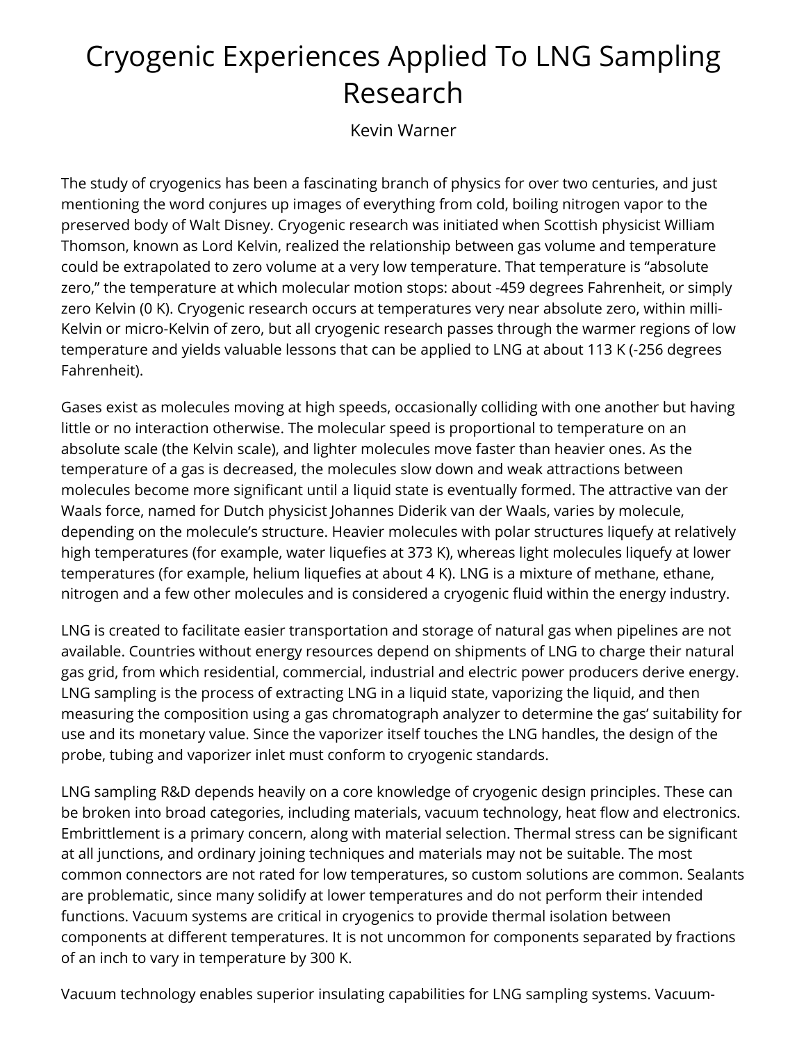# Cryogenic Experiences Applied To LNG Sampling Research

Kevin Warner

The study of cryogenics has been a fascinating branch of physics for over two centuries, and just mentioning the word conjures up images of everything from cold, boiling nitrogen vapor to the preserved body of Walt Disney. Cryogenic research was initiated when Scottish physicist William Thomson, known as Lord Kelvin, realized the relationship between gas volume and temperature could be extrapolated to zero volume at a very low temperature. That temperature is “absolute zero,” the temperature at which molecular motion stops: about -459 degrees Fahrenheit, or simply zero Kelvin (0 K). Cryogenic research occurs at temperatures very near absolute zero, within milli-Kelvin or micro-Kelvin of zero, but all cryogenic research passes through the warmer regions of low temperature and yields valuable lessons that can be applied to LNG at about 113 K (-256 degrees Fahrenheit).

Gases exist as molecules moving at high speeds, occasionally colliding with one another but having little or no interaction otherwise. The molecular speed is proportional to temperature on an absolute scale (the Kelvin scale), and lighter molecules move faster than heavier ones. As the temperature of a gas is decreased, the molecules slow down and weak attractions between molecules become more significant until a liquid state is eventually formed. The attractive van der Waals force, named for Dutch physicist Johannes Diderik van der Waals, varies by molecule, depending on the molecule’s structure. Heavier molecules with polar structures liquefy at relatively high temperatures (for example, water liquefies at 373 K), whereas light molecules liquefy at lower temperatures (for example, helium liquefies at about 4 K). LNG is a mixture of methane, ethane, nitrogen and a few other molecules and is considered a cryogenic fluid within the energy industry.

LNG is created to facilitate easier transportation and storage of natural gas when pipelines are not available. Countries without energy resources depend on shipments of LNG to charge their natural gas grid, from which residential, commercial, industrial and electric power producers derive energy. LNG sampling is the process of extracting LNG in a liquid state, vaporizing the liquid, and then measuring the composition using a gas chromatograph analyzer to determine the gas’ suitability for use and its monetary value. Since the vaporizer itself touches the LNG handles, the design of the probe, tubing and vaporizer inlet must conform to cryogenic standards.

LNG sampling R&D depends heavily on a core knowledge of cryogenic design principles. These can be broken into broad categories, including materials, vacuum technology, heat flow and electronics. Embrittlement is a primary concern, along with material selection. Thermal stress can be significant at all junctions, and ordinary joining techniques and materials may not be suitable. The most common connectors are not rated for low temperatures, so custom solutions are common. Sealants are problematic, since many solidify at lower temperatures and do not perform their intended functions. Vacuum systems are critical in cryogenics to provide thermal isolation between components at different temperatures. It is not uncommon for components separated by fractions of an inch to vary in temperature by 300 K.

Vacuum technology enables superior insulating capabilities for LNG sampling systems. Vacuum-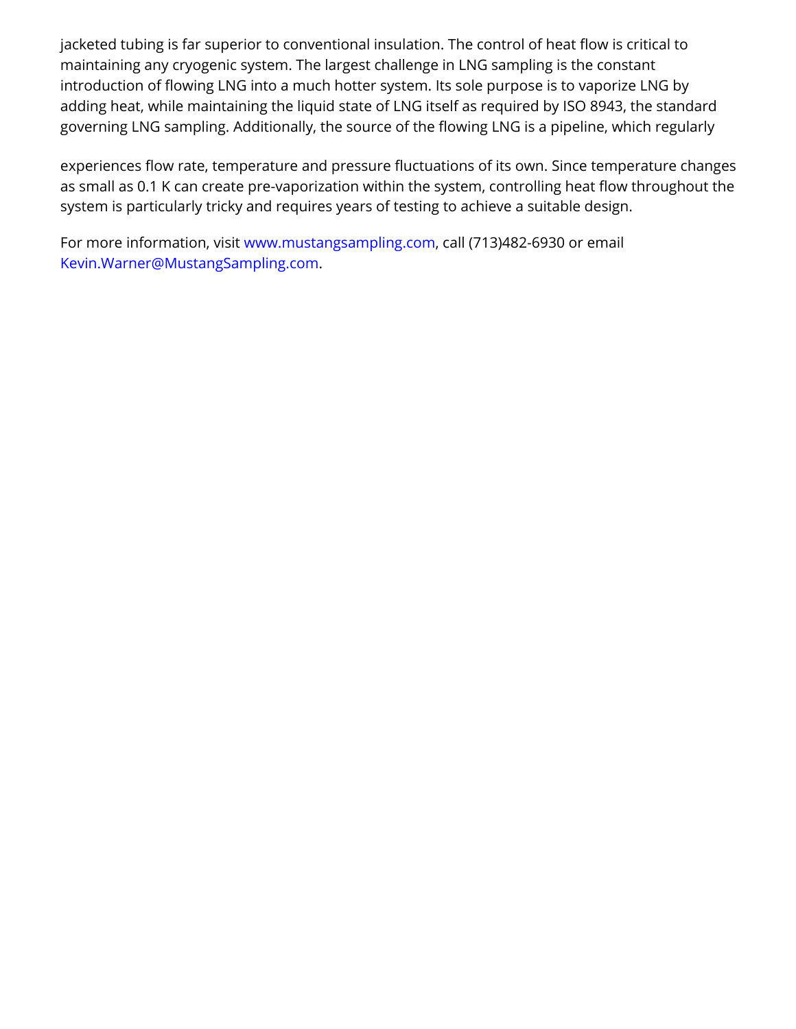jacketed tubing is far superior to conventional insulation. The control of heat flow is critical to maintaining any cryogenic system. The largest challenge in LNG sampling is the constant introduction of flowing LNG into a much hotter system. Its sole purpose is to vaporize LNG by adding heat, while maintaining the liquid state of LNG itself as required by ISO 8943, the standard governing LNG sampling. Additionally, the source of the flowing LNG is a pipeline, which regularly experiences flow rate, temperature and pressure fluctuations of its own. Since temperature changes as small as 0.1 K can create pre-vaporization within the system, controlling heat flow throughout the system is particularly tricky and requires years of testing to achieve a suitable design.

For more information, visit www.mustangsampling.com, call (713)482-6930 or email Kevin.Warner@MustangSampling.com.